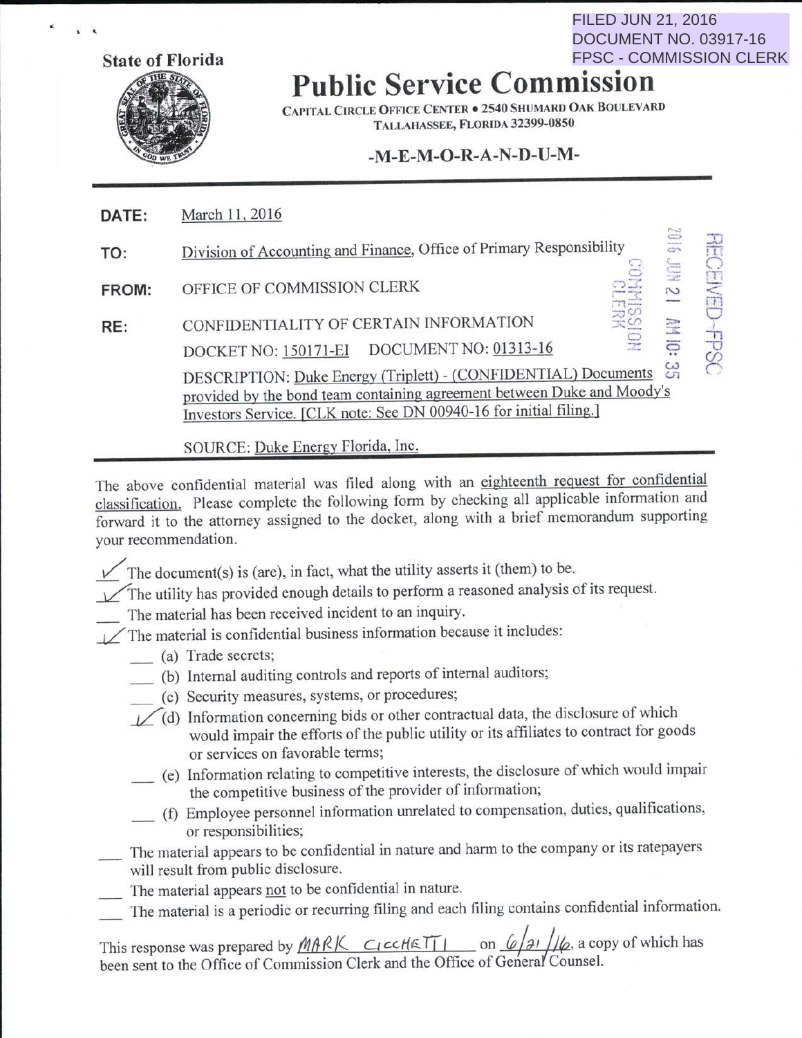FILED JUN 21, 2016
DOCUMENT NO. 03917-16
FPSC - COMMISSION CLERK

State of Florida

# Public Service Commission

CAPITAL CIRCLE OFFICE CENTER • 2540 SHUMARD OAK BOULEVARD
TALLAHASSEE, FLORIDA 32399-0850

## -M-E-M-O-R-A-N-D-U-M-

**DATE:** March 11, 2016

**TO:** Division of Accounting and Finance, Office of Primary Responsibility

**FROM:** OFFICE OF COMMISSION CLERK

**RE:** CONFIDENTIALITY OF CERTAIN INFORMATION

DOCKET NO: 150171-EI DOCUMENT NO: 01313-16

DESCRIPTION: Duke Energy (Triplett) - (CONFIDENTIAL) Documents provided by the bond team containing agreement between Duke and Moody's Investors Service. [CLK note: See DN 00940-16 for initial filing.]

SOURCE: Duke Energy Florida, Inc.

RECEIVED-FPSC
2016 JUN 21 AM 10: 35
COMMISSION CLERK

---

The above confidential material was filed along with an eighteenth request for confidential classification. Please complete the following form by checking all applicable information and forward it to the attorney assigned to the docket, along with a brief memorandum supporting your recommendation.

- ✓ The document(s) is (are), in fact, what the utility asserts it (them) to be.
- ✓ The utility has provided enough details to perform a reasoned analysis of its request.
- ___ The material has been received incident to an inquiry.
- ✓ The material is confidential business information because it includes:
  - ___ (a) Trade secrets;
  - ___ (b) Internal auditing controls and reports of internal auditors;
  - ___ (c) Security measures, systems, or procedures;
  - ✓ (d) Information concerning bids or other contractual data, the disclosure of which would impair the efforts of the public utility or its affiliates to contract for goods or services on favorable terms;
  - ___ (e) Information relating to competitive interests, the disclosure of which would impair the competitive business of the provider of information;
  - ___ (f) Employee personnel information unrelated to compensation, duties, qualifications, or responsibilities;
- ___ The material appears to be confidential in nature and harm to the company or its ratepayers will result from public disclosure.
- ___ The material appears not to be confidential in nature.
- ___ The material is a periodic or recurring filing and each filing contains confidential information.

This response was prepared by MARK CICCHETTI on 6/21/16, a copy of which has been sent to the Office of Commission Clerk and the Office of General Counsel.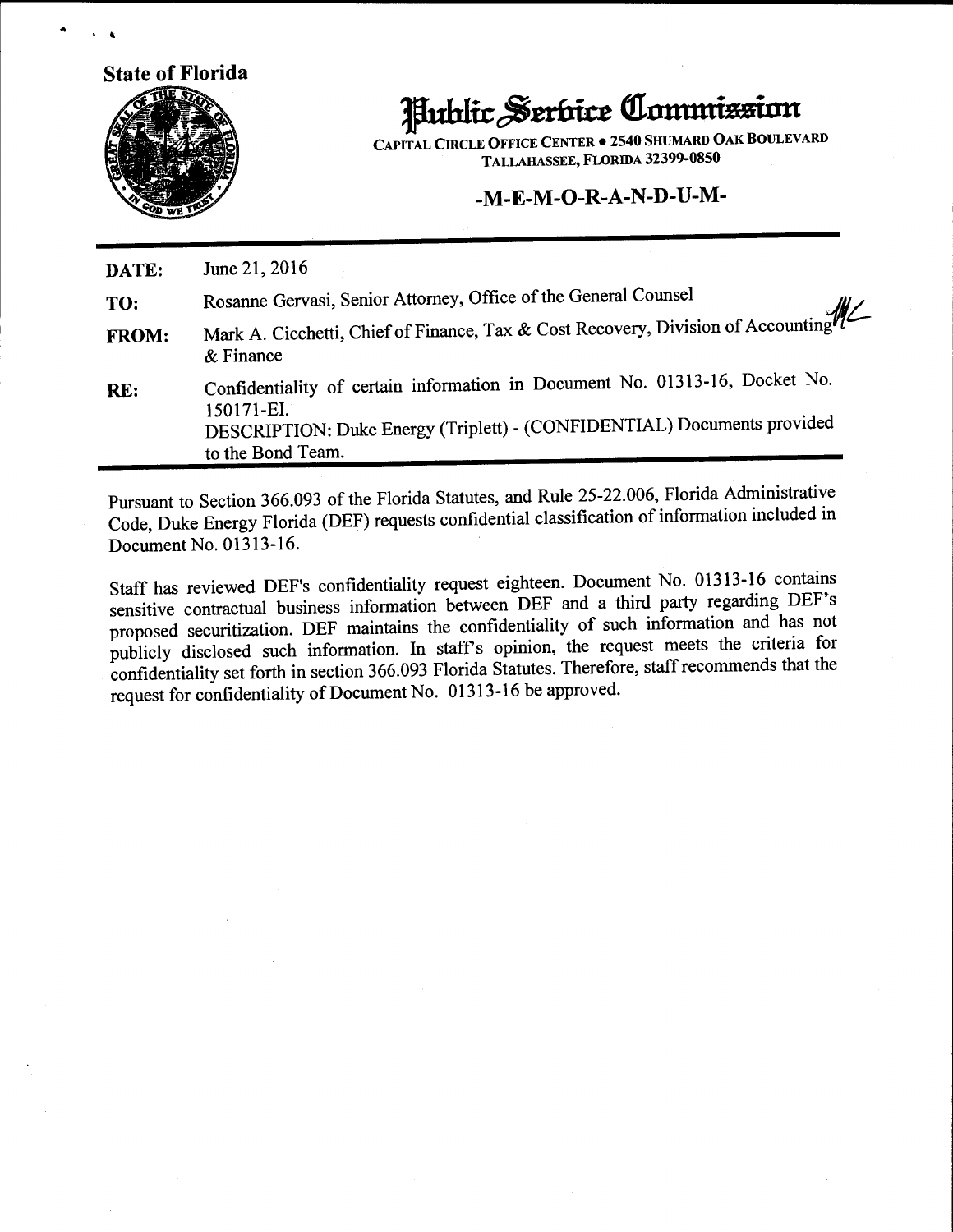**State of Florida**

# Public Service Commission

**CAPITAL CIRCLE OFFICE CENTER • 2540 SHUMARD OAK BOULEVARD**
**TALLAHASSEE, FLORIDA 32399-0850**

## -M-E-M-O-R-A-N-D-U-M-

| | |
|---|---|
| **DATE:** | June 21, 2016 |
| **TO:** | Rosanne Gervasi, Senior Attorney, Office of the General Counsel |
| **FROM:** | Mark A. Cicchetti, Chief of Finance, Tax & Cost Recovery, Division of Accounting & Finance |
| **RE:** | Confidentiality of certain information in Document No. 01313-16, Docket No. 150171-EI.<br>DESCRIPTION: Duke Energy (Triplett) - (CONFIDENTIAL) Documents provided to the Bond Team. |

Pursuant to Section 366.093 of the Florida Statutes, and Rule 25-22.006, Florida Administrative Code, Duke Energy Florida (DEF) requests confidential classification of information included in Document No. 01313-16.

Staff has reviewed DEF's confidentiality request eighteen. Document No. 01313-16 contains sensitive contractual business information between DEF and a third party regarding DEF's proposed securitization. DEF maintains the confidentiality of such information and has not publicly disclosed such information. In staff's opinion, the request meets the criteria for confidentiality set forth in section 366.093 Florida Statutes. Therefore, staff recommends that the request for confidentiality of Document No. 01313-16 be approved.